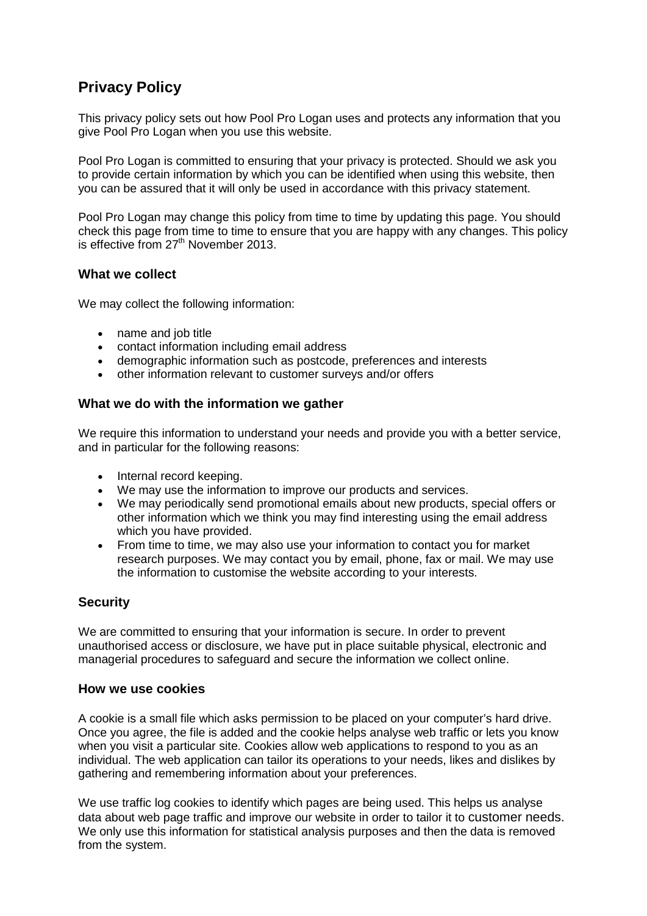# Privacy Policy

This privacy policy sets out how Pool Pro Logan uses and protects any information that you give Pool Pro Logan when you use this website.

Pool Pro Logan is committed to ensuring that your privacy is protected. Should we ask you to provide certain information by which you can be identified when using this website, then you can be assured that it will only be used in accordance with this privacy statement.

Pool Pro Logan may change this policy from time to time by updating this page. You should check this page from time to time to ensure that you are happy with any changes. This policy is effective from 27th November 2013.

## What we collect

We may collect the following information:

- name and job title
- contact information including email address
- demographic information such as postcode, preferences and interests
- other information relevant to customer surveys and/or offers

## What we do with the information we gather

We require this information to understand your needs and provide you with a better service, and in particular for the following reasons:

- Internal record keeping.
- We may use the information to improve our products and services.
- We may periodically send promotional emails about new products, special offers or other information which we think you may find interesting using the email address which you have provided.
- From time to time, we may also use your information to contact you for market research purposes. We may contact you by email, phone, fax or mail. We may use the information to customise the website according to your interests.

## Security

We are committed to ensuring that your information is secure. In order to prevent unauthorised access or disclosure, we have put in place suitable physical, electronic and managerial procedures to safeguard and secure the information we collect online.

## How we use cookies

A cookie is a small file which asks permission to be placed on your computer's hard drive. Once you agree, the file is added and the cookie helps analyse web traffic or lets you know when you visit a particular site. Cookies allow web applications to respond to you as an individual. The web application can tailor its operations to your needs, likes and dislikes by gathering and remembering information about your preferences.

We use traffic log cookies to identify which pages are being used. This helps us analyse data about web page traffic and improve our website in order to tailor it to customer needs. We only use this information for statistical analysis purposes and then the data is removed from the system.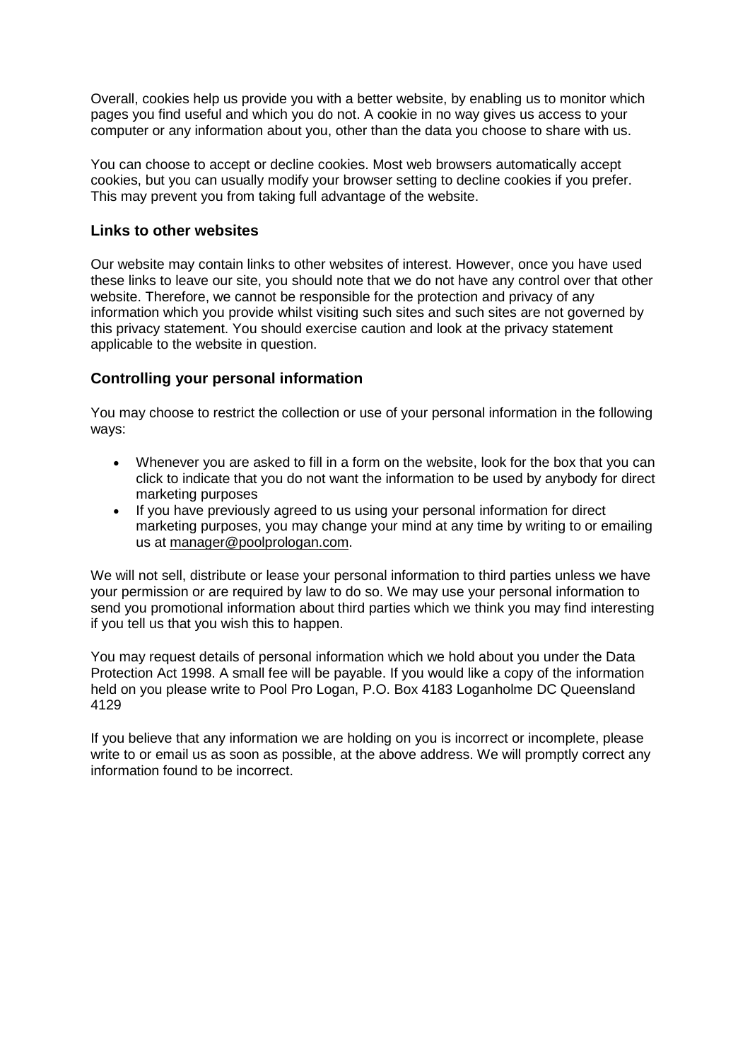Overall, cookies help us provide you with a better website, by enabling us to monitor which pages you find useful and which you do not. A cookie in no way gives us access to your computer or any information about you, other than the data you choose to share with us.

You can choose to accept or decline cookies. Most web browsers automatically accept cookies, but you can usually modify your browser setting to decline cookies if you prefer. This may prevent you from taking full advantage of the website.

### Links to other websites

Our website may contain links to other websites of interest. However, once you have used these links to leave our site, you should note that we do not have any control over that other website. Therefore, we cannot be responsible for the protection and privacy of any information which you provide whilst visiting such sites and such sites are not governed by this privacy statement. You should exercise caution and look at the privacy statement applicable to the website in question.

### Controlling your personal information

You may choose to restrict the collection or use of your personal information in the following ways:

- Whenever you are asked to fill in a form on the website, look for the box that you can click to indicate that you do not want the information to be used by anybody for direct marketing purposes
- If you have previously agreed to us using your personal information for direct marketing purposes, you may change your mind at any time by writing to or emailing us at manager@poolprologan.com.

We will not sell, distribute or lease your personal information to third parties unless we have your permission or are required by law to do so. We may use your personal information to send you promotional information about third parties which we think you may find interesting if you tell us that you wish this to happen.

You may request details of personal information which we hold about you under the Data Protection Act 1998. A small fee will be payable. If you would like a copy of the information held on you please write to Pool Pro Logan, P.O. Box 4183 Loganholme DC Queensland 4129

If you believe that any information we are holding on you is incorrect or incomplete, please write to or email us as soon as possible, at the above address. We will promptly correct any information found to be incorrect.